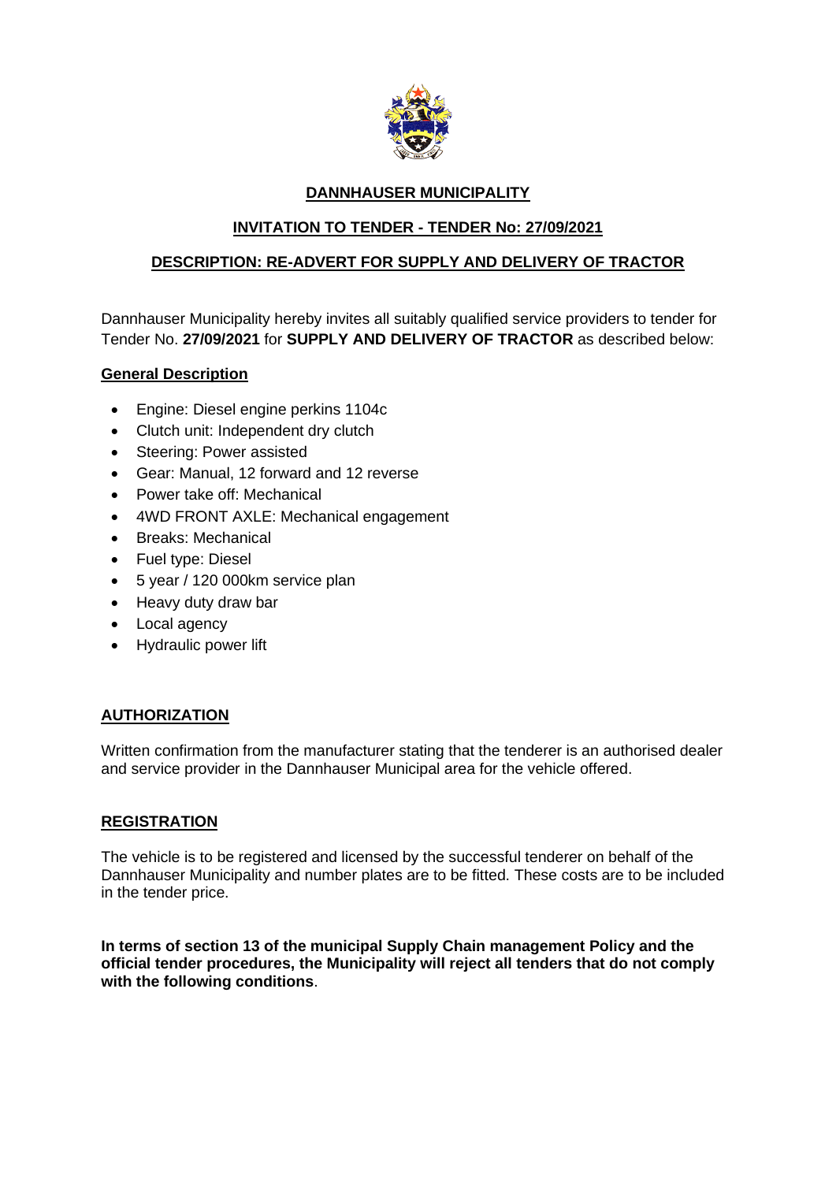**DANNHAUSER MUNICIPALITY**

**INVITATION TO TENDER - TENDER No: 27/09/2021**

**DESCRIPTION: RE-ADVERT FOR SUPPLY AND DELIVERY OF TRACTOR**

Dannhauser Municipality hereby invites all suitably qualified service providers to tender for Tender No. **27/09/2021** for **SUPPLY AND DELIVERY OF TRACTOR** as described below:

**General Description**

- Engine: Diesel engine perkins 1104c
- Clutch unit: Independent dry clutch
- Steering: Power assisted
- Gear: Manual, 12 forward and 12 reverse
- Power take off: Mechanical
- 4WD FRONT AXLE: Mechanical engagement
- Breaks: Mechanical
- Fuel type: Diesel
- 5 year / 120 000km service plan
- Heavy duty draw bar
- Local agency
- Hydraulic power lift

**AUTHORIZATION**

Written confirmation from the manufacturer stating that the tenderer is an authorised dealer and service provider in the Dannhauser Municipal area for the vehicle offered.

**REGISTRATION**

The vehicle is to be registered and licensed by the successful tenderer on behalf of the Dannhauser Municipality and number plates are to be fitted. These costs are to be included in the tender price.

**In terms of section 13 of the municipal Supply Chain management Policy and the official tender procedures, the Municipality will reject all tenders that do not comply with the following conditions**.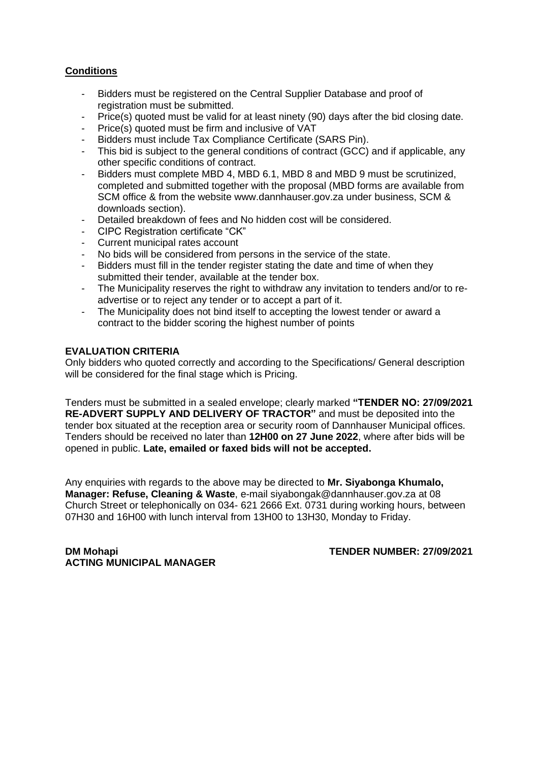## Conditions

- Bidders must be registered on the Central Supplier Database and proof of registration must be submitted.
- Price(s) quoted must be valid for at least ninety (90) days after the bid closing date.
- Price(s) quoted must be firm and inclusive of VAT
- Bidders must include Tax Compliance Certificate (SARS Pin).
- This bid is subject to the general conditions of contract (GCC) and if applicable, any other specific conditions of contract.
- Bidders must complete MBD 4, MBD 6.1, MBD 8 and MBD 9 must be scrutinized, completed and submitted together with the proposal (MBD forms are available from SCM office & from the website www.dannhauser.gov.za under business, SCM & downloads section).
- Detailed breakdown of fees and No hidden cost will be considered.
- CIPC Registration certificate "CK"
- Current municipal rates account
- No bids will be considered from persons in the service of the state.
- Bidders must fill in the tender register stating the date and time of when they submitted their tender, available at the tender box.
- The Municipality reserves the right to withdraw any invitation to tenders and/or to re-advertise or to reject any tender or to accept a part of it.
- The Municipality does not bind itself to accepting the lowest tender or award a contract to the bidder scoring the highest number of points

**EVALUATION CRITERIA**

Only bidders who quoted correctly and according to the Specifications/ General description will be considered for the final stage which is Pricing.

Tenders must be submitted in a sealed envelope; clearly marked **"TENDER NO: 27/09/2021 RE-ADVERT SUPPLY AND DELIVERY OF TRACTOR"** and must be deposited into the tender box situated at the reception area or security room of Dannhauser Municipal offices. Tenders should be received no later than **12H00 on 27 June 2022**, where after bids will be opened in public. **Late, emailed or faxed bids will not be accepted.**

Any enquiries with regards to the above may be directed to **Mr. Siyabonga Khumalo, Manager: Refuse, Cleaning & Waste**, e-mail siyabongak@dannhauser.gov.za at 08 Church Street or telephonically on 034- 621 2666 Ext. 0731 during working hours, between 07H30 and 16H00 with lunch interval from 13H00 to 13H30, Monday to Friday.

**DM Mohapi**
**ACTING MUNICIPAL MANAGER**

**TENDER NUMBER: 27/09/2021**